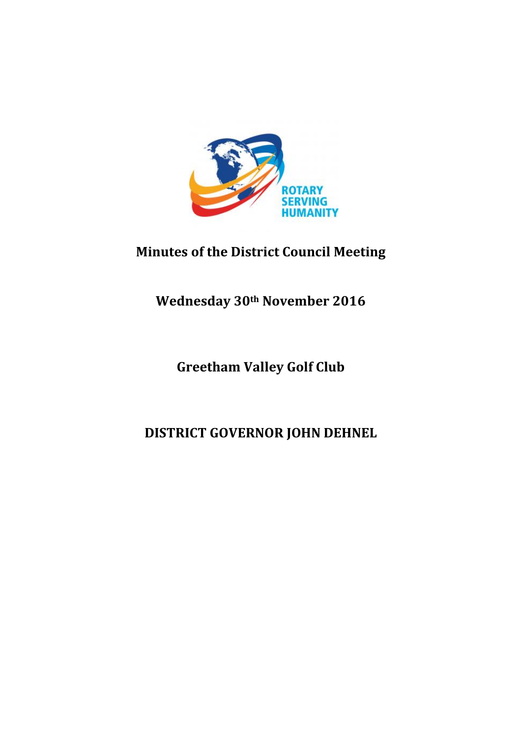# Minutes of the District Council Meeting

## Wednesday 30th November 2016

## Greetham Valley Golf Club

## DISTRICT GOVERNOR JOHN DEHNEL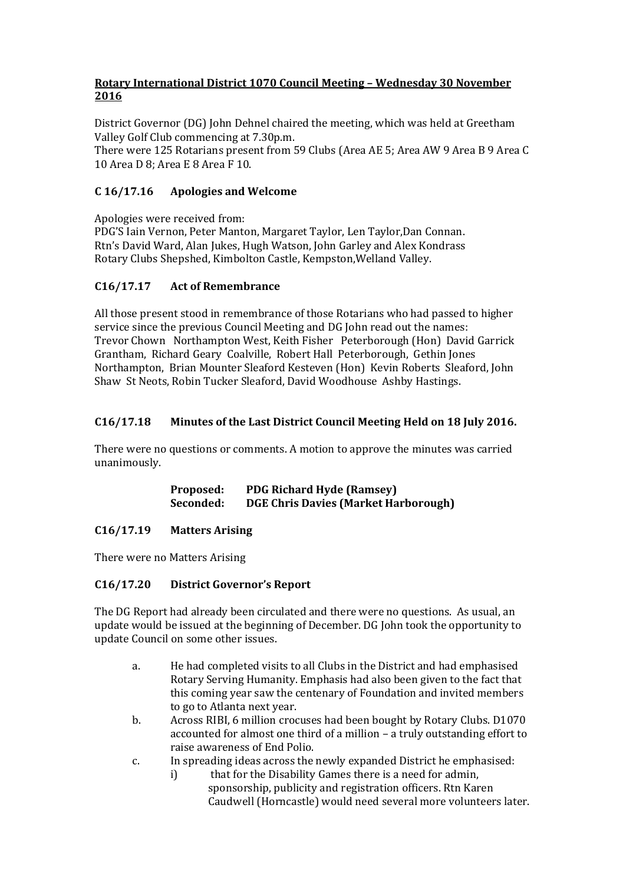**Rotary International District 1070 Council Meeting – Wednesday 30 November 2016**

District Governor (DG) John Dehnel chaired the meeting, which was held at Greetham Valley Golf Club commencing at 7.30p.m.
There were 125 Rotarians present from 59 Clubs (Area AE 5; Area AW 9 Area B 9 Area C 10 Area D 8; Area E 8 Area F 10.

## C 16/17.16 Apologies and Welcome

Apologies were received from:
PDG'S Iain Vernon, Peter Manton, Margaret Taylor, Len Taylor,Dan Connan.
Rtn's David Ward, Alan Jukes, Hugh Watson, John Garley and Alex Kondrass
Rotary Clubs Shepshed, Kimbolton Castle, Kempston,Welland Valley.

## C16/17.17 Act of Remembrance

All those present stood in remembrance of those Rotarians who had passed to higher service since the previous Council Meeting and DG John read out the names: Trevor Chown Northampton West, Keith Fisher Peterborough (Hon) David Garrick Grantham, Richard Geary Coalville, Robert Hall Peterborough, Gethin Jones Northampton, Brian Mounter Sleaford Kesteven (Hon) Kevin Roberts Sleaford, John Shaw St Neots, Robin Tucker Sleaford, David Woodhouse Ashby Hastings.

## C16/17.18 Minutes of the Last District Council Meeting Held on 18 July 2016.

There were no questions or comments. A motion to approve the minutes was carried unanimously.

**Proposed: PDG Richard Hyde (Ramsey)**
**Seconded: DGE Chris Davies (Market Harborough)**

## C16/17.19 Matters Arising

There were no Matters Arising

## C16/17.20 District Governor's Report

The DG Report had already been circulated and there were no questions. As usual, an update would be issued at the beginning of December. DG John took the opportunity to update Council on some other issues.

a. He had completed visits to all Clubs in the District and had emphasised Rotary Serving Humanity. Emphasis had also been given to the fact that this coming year saw the centenary of Foundation and invited members to go to Atlanta next year.
b. Across RIBI, 6 million crocuses had been bought by Rotary Clubs. D1070 accounted for almost one third of a million – a truly outstanding effort to raise awareness of End Polio.
c. In spreading ideas across the newly expanded District he emphasised:
    i) that for the Disability Games there is a need for admin, sponsorship, publicity and registration officers. Rtn Karen Caudwell (Horncastle) would need several more volunteers later.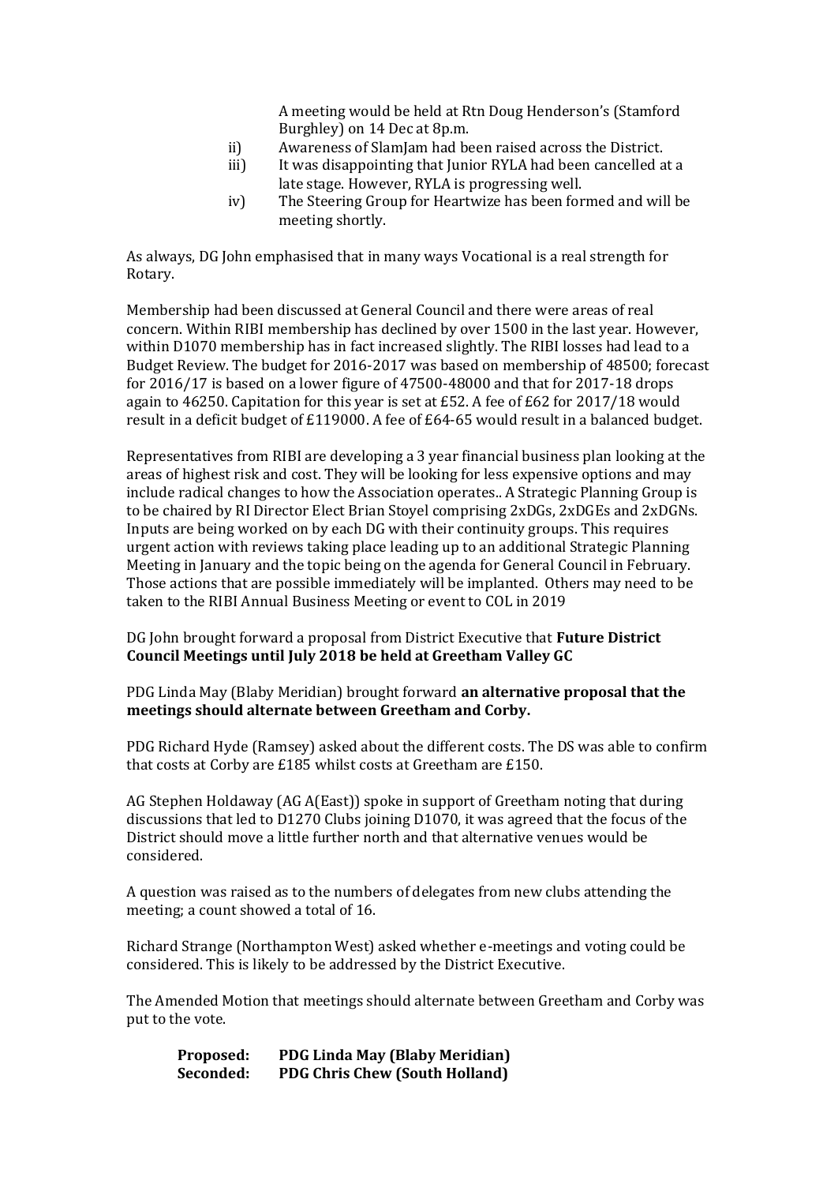A meeting would be held at Rtn Doug Henderson's (Stamford Burghley) on 14 Dec at 8p.m.

ii) Awareness of SlamJam had been raised across the District.

iii) It was disappointing that Junior RYLA had been cancelled at a late stage. However, RYLA is progressing well.

iv) The Steering Group for Heartwize has been formed and will be meeting shortly.

As always, DG John emphasised that in many ways Vocational is a real strength for Rotary.

Membership had been discussed at General Council and there were areas of real concern. Within RIBI membership has declined by over 1500 in the last year. However, within D1070 membership has in fact increased slightly. The RIBI losses had lead to a Budget Review. The budget for 2016-2017 was based on membership of 48500; forecast for 2016/17 is based on a lower figure of 47500-48000 and that for 2017-18 drops again to 46250. Capitation for this year is set at £52. A fee of £62 for 2017/18 would result in a deficit budget of £119000. A fee of £64-65 would result in a balanced budget.

Representatives from RIBI are developing a 3 year financial business plan looking at the areas of highest risk and cost. They will be looking for less expensive options and may include radical changes to how the Association operates.. A Strategic Planning Group is to be chaired by RI Director Elect Brian Stoyel comprising 2xDGs, 2xDGEs and 2xDGNs. Inputs are being worked on by each DG with their continuity groups. This requires urgent action with reviews taking place leading up to an additional Strategic Planning Meeting in January and the topic being on the agenda for General Council in February. Those actions that are possible immediately will be implanted. Others may need to be taken to the RIBI Annual Business Meeting or event to COL in 2019

DG John brought forward a proposal from District Executive that **Future District Council Meetings until July 2018 be held at Greetham Valley GC**

PDG Linda May (Blaby Meridian) brought forward **an alternative proposal that the meetings should alternate between Greetham and Corby.**

PDG Richard Hyde (Ramsey) asked about the different costs. The DS was able to confirm that costs at Corby are £185 whilst costs at Greetham are £150.

AG Stephen Holdaway (AG A(East)) spoke in support of Greetham noting that during discussions that led to D1270 Clubs joining D1070, it was agreed that the focus of the District should move a little further north and that alternative venues would be considered.

A question was raised as to the numbers of delegates from new clubs attending the meeting; a count showed a total of 16.

Richard Strange (Northampton West) asked whether e-meetings and voting could be considered. This is likely to be addressed by the District Executive.

The Amended Motion that meetings should alternate between Greetham and Corby was put to the vote.

**Proposed: PDG Linda May (Blaby Meridian)**
**Seconded: PDG Chris Chew (South Holland)**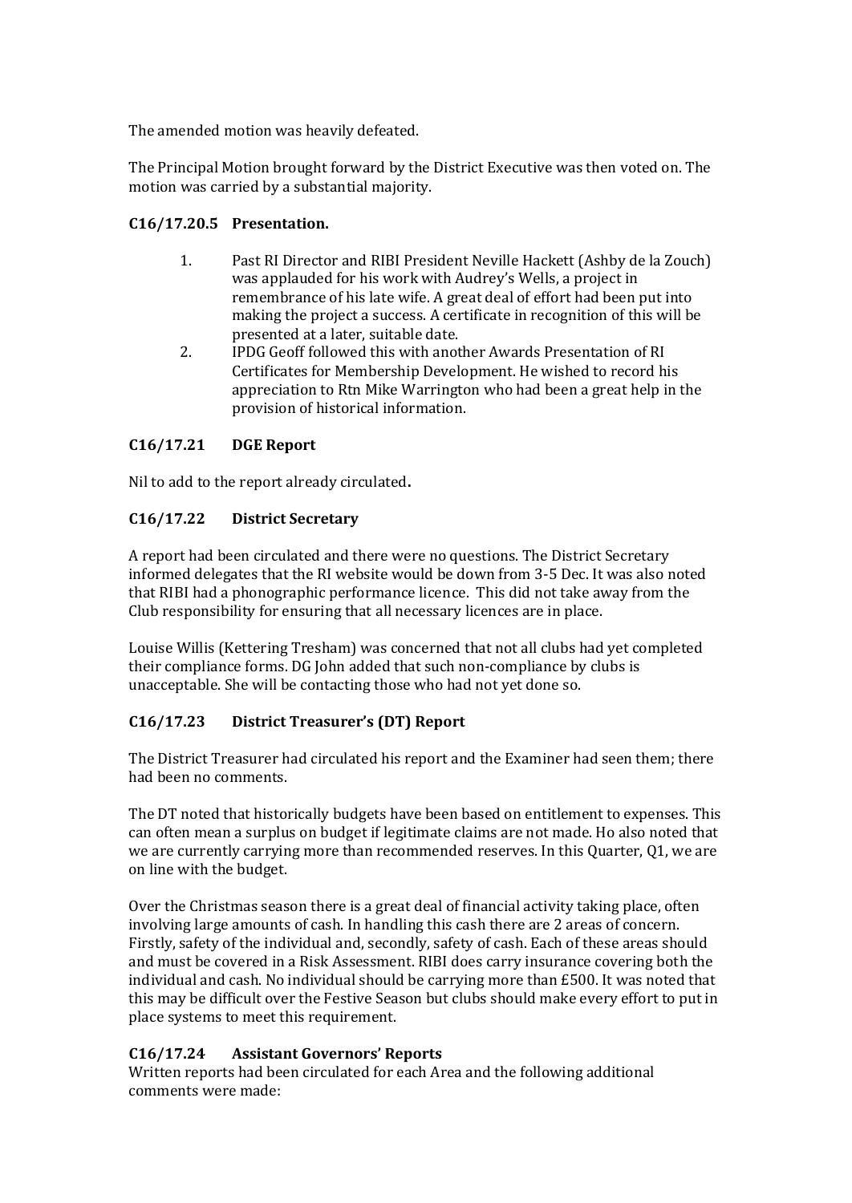The amended motion was heavily defeated.

The Principal Motion brought forward by the District Executive was then voted on. The motion was carried by a substantial majority.

### C16/17.20.5 Presentation.

1. Past RI Director and RIBI President Neville Hackett (Ashby de la Zouch) was applauded for his work with Audrey's Wells, a project in remembrance of his late wife. A great deal of effort had been put into making the project a success. A certificate in recognition of this will be presented at a later, suitable date.
2. IPDG Geoff followed this with another Awards Presentation of RI Certificates for Membership Development. He wished to record his appreciation to Rtn Mike Warrington who had been a great help in the provision of historical information.

### C16/17.21 DGE Report

Nil to add to the report already circulated**.**

### C16/17.22 District Secretary

A report had been circulated and there were no questions. The District Secretary informed delegates that the RI website would be down from 3-5 Dec. It was also noted that RIBI had a phonographic performance licence. This did not take away from the Club responsibility for ensuring that all necessary licences are in place.

Louise Willis (Kettering Tresham) was concerned that not all clubs had yet completed their compliance forms. DG John added that such non-compliance by clubs is unacceptable. She will be contacting those who had not yet done so.

### C16/17.23 District Treasurer's (DT) Report

The District Treasurer had circulated his report and the Examiner had seen them; there had been no comments.

The DT noted that historically budgets have been based on entitlement to expenses. This can often mean a surplus on budget if legitimate claims are not made. Ho also noted that we are currently carrying more than recommended reserves. In this Quarter, Q1, we are on line with the budget.

Over the Christmas season there is a great deal of financial activity taking place, often involving large amounts of cash. In handling this cash there are 2 areas of concern. Firstly, safety of the individual and, secondly, safety of cash. Each of these areas should and must be covered in a Risk Assessment. RIBI does carry insurance covering both the individual and cash. No individual should be carrying more than £500. It was noted that this may be difficult over the Festive Season but clubs should make every effort to put in place systems to meet this requirement.

### C16/17.24 Assistant Governors' Reports

Written reports had been circulated for each Area and the following additional comments were made: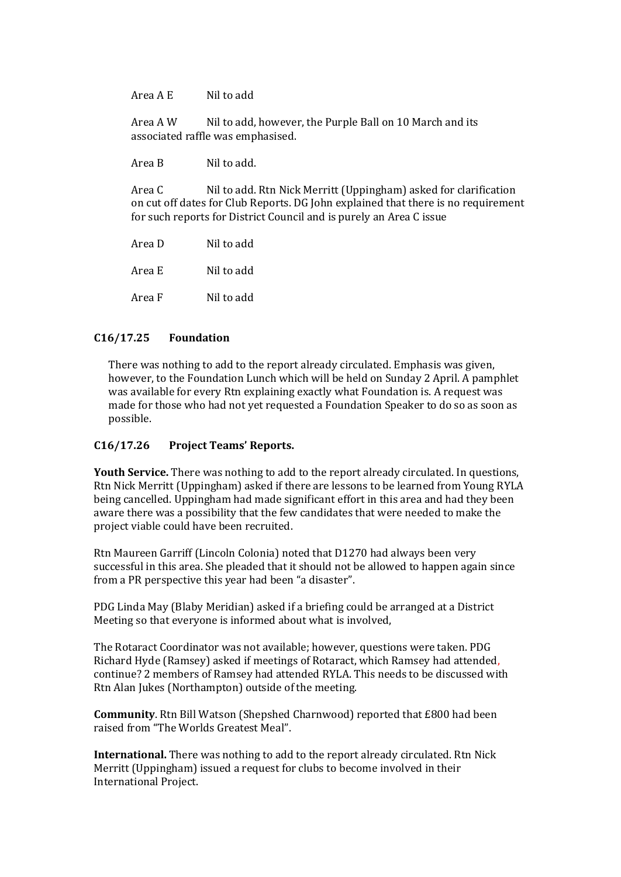Area A E Nil to add

Area A W Nil to add, however, the Purple Ball on 10 March and its associated raffle was emphasised.

Area B Nil to add.

Area C Nil to add. Rtn Nick Merritt (Uppingham) asked for clarification on cut off dates for Club Reports. DG John explained that there is no requirement for such reports for District Council and is purely an Area C issue

Area D Nil to add

Area E Nil to add

Area F Nil to add

### C16/17.25 Foundation

There was nothing to add to the report already circulated. Emphasis was given, however, to the Foundation Lunch which will be held on Sunday 2 April. A pamphlet was available for every Rtn explaining exactly what Foundation is. A request was made for those who had not yet requested a Foundation Speaker to do so as soon as possible.

### C16/17.26 Project Teams' Reports.

**Youth Service.** There was nothing to add to the report already circulated. In questions, Rtn Nick Merritt (Uppingham) asked if there are lessons to be learned from Young RYLA being cancelled. Uppingham had made significant effort in this area and had they been aware there was a possibility that the few candidates that were needed to make the project viable could have been recruited.

Rtn Maureen Garriff (Lincoln Colonia) noted that D1270 had always been very successful in this area. She pleaded that it should not be allowed to happen again since from a PR perspective this year had been "a disaster".

PDG Linda May (Blaby Meridian) asked if a briefing could be arranged at a District Meeting so that everyone is informed about what is involved,

The Rotaract Coordinator was not available; however, questions were taken. PDG Richard Hyde (Ramsey) asked if meetings of Rotaract, which Ramsey had attended, continue? 2 members of Ramsey had attended RYLA. This needs to be discussed with Rtn Alan Jukes (Northampton) outside of the meeting.

**Community**. Rtn Bill Watson (Shepshed Charnwood) reported that £800 had been raised from "The Worlds Greatest Meal".

**International.** There was nothing to add to the report already circulated. Rtn Nick Merritt (Uppingham) issued a request for clubs to become involved in their International Project.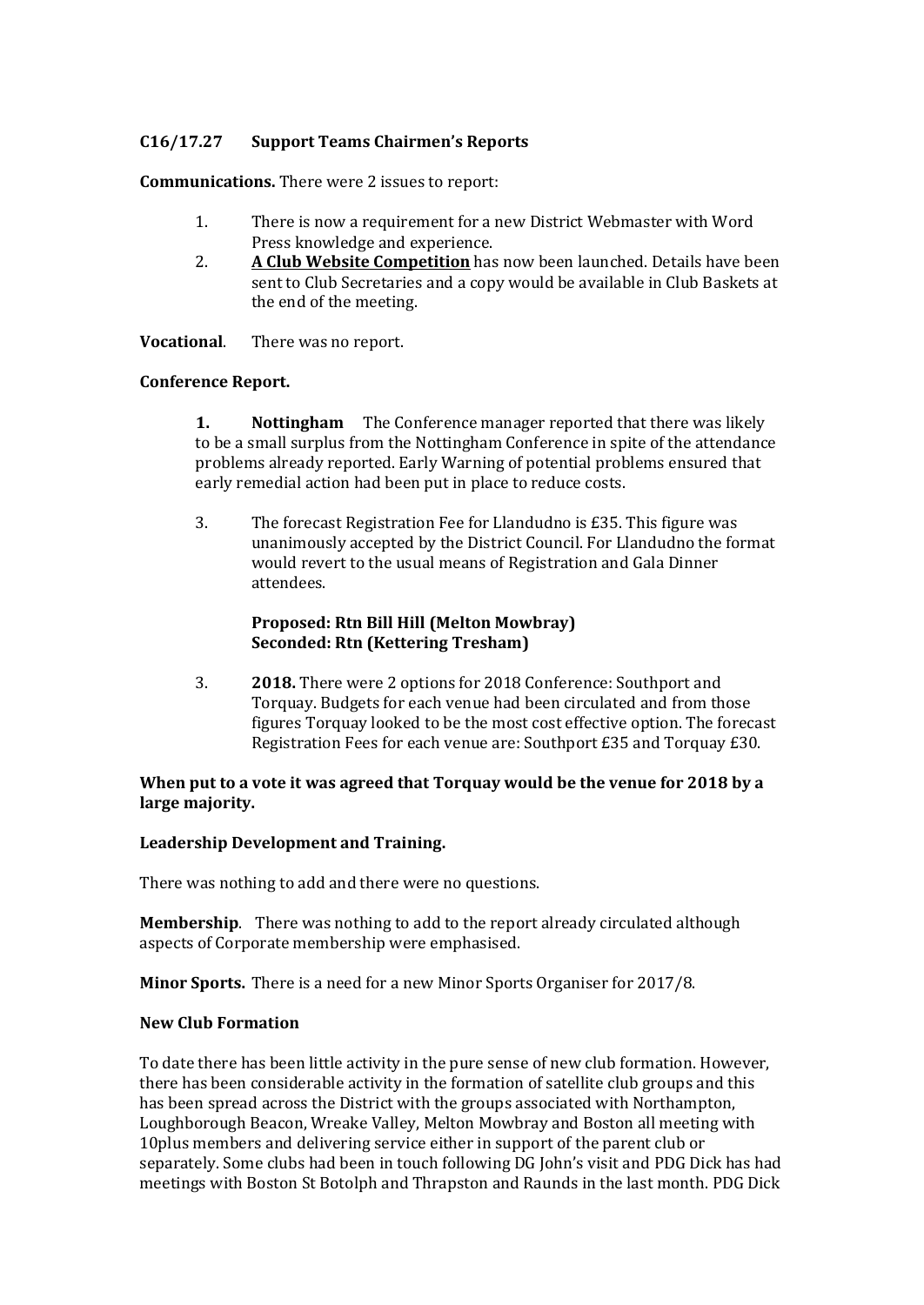**C16/17.27 Support Teams Chairmen's Reports**

**Communications.** There were 2 issues to report:

1. There is now a requirement for a new District Webmaster with Word Press knowledge and experience.
2. **A Club Website Competition** has now been launched. Details have been sent to Club Secretaries and a copy would be available in Club Baskets at the end of the meeting.

**Vocational**. There was no report.

**Conference Report.**

**1. Nottingham** The Conference manager reported that there was likely to be a small surplus from the Nottingham Conference in spite of the attendance problems already reported. Early Warning of potential problems ensured that early remedial action had been put in place to reduce costs.

3. The forecast Registration Fee for Llandudno is £35. This figure was unanimously accepted by the District Council. For Llandudno the format would revert to the usual means of Registration and Gala Dinner attendees.

 **Proposed: Rtn Bill Hill (Melton Mowbray)**
 **Seconded: Rtn (Kettering Tresham)**

3. **2018.** There were 2 options for 2018 Conference: Southport and Torquay. Budgets for each venue had been circulated and from those figures Torquay looked to be the most cost effective option. The forecast Registration Fees for each venue are: Southport £35 and Torquay £30.

**When put to a vote it was agreed that Torquay would be the venue for 2018 by a large majority.**

**Leadership Development and Training.**

There was nothing to add and there were no questions.

**Membership**. There was nothing to add to the report already circulated although aspects of Corporate membership were emphasised.

**Minor Sports.** There is a need for a new Minor Sports Organiser for 2017/8.

**New Club Formation**

To date there has been little activity in the pure sense of new club formation. However, there has been considerable activity in the formation of satellite club groups and this has been spread across the District with the groups associated with Northampton, Loughborough Beacon, Wreake Valley, Melton Mowbray and Boston all meeting with 10plus members and delivering service either in support of the parent club or separately. Some clubs had been in touch following DG John's visit and PDG Dick has had meetings with Boston St Botolph and Thrapston and Raunds in the last month. PDG Dick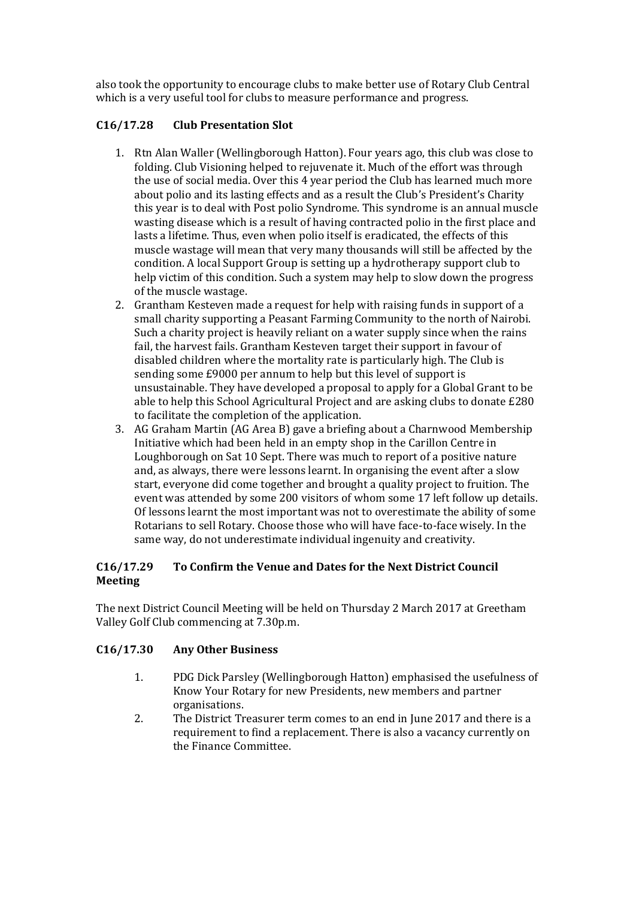also took the opportunity to encourage clubs to make better use of Rotary Club Central which is a very useful tool for clubs to measure performance and progress.

### C16/17.28 Club Presentation Slot

1. Rtn Alan Waller (Wellingborough Hatton). Four years ago, this club was close to folding. Club Visioning helped to rejuvenate it. Much of the effort was through the use of social media. Over this 4 year period the Club has learned much more about polio and its lasting effects and as a result the Club's President's Charity this year is to deal with Post polio Syndrome. This syndrome is an annual muscle wasting disease which is a result of having contracted polio in the first place and lasts a lifetime. Thus, even when polio itself is eradicated, the effects of this muscle wastage will mean that very many thousands will still be affected by the condition. A local Support Group is setting up a hydrotherapy support club to help victim of this condition. Such a system may help to slow down the progress of the muscle wastage.
2. Grantham Kesteven made a request for help with raising funds in support of a small charity supporting a Peasant Farming Community to the north of Nairobi. Such a charity project is heavily reliant on a water supply since when the rains fail, the harvest fails. Grantham Kesteven target their support in favour of disabled children where the mortality rate is particularly high. The Club is sending some £9000 per annum to help but this level of support is unsustainable. They have developed a proposal to apply for a Global Grant to be able to help this School Agricultural Project and are asking clubs to donate £280 to facilitate the completion of the application.
3. AG Graham Martin (AG Area B) gave a briefing about a Charnwood Membership Initiative which had been held in an empty shop in the Carillon Centre in Loughborough on Sat 10 Sept. There was much to report of a positive nature and, as always, there were lessons learnt. In organising the event after a slow start, everyone did come together and brought a quality project to fruition. The event was attended by some 200 visitors of whom some 17 left follow up details. Of lessons learnt the most important was not to overestimate the ability of some Rotarians to sell Rotary. Choose those who will have face-to-face wisely. In the same way, do not underestimate individual ingenuity and creativity.

### C16/17.29 To Confirm the Venue and Dates for the Next District Council Meeting

The next District Council Meeting will be held on Thursday 2 March 2017 at Greetham Valley Golf Club commencing at 7.30p.m.

### C16/17.30 Any Other Business

1. PDG Dick Parsley (Wellingborough Hatton) emphasised the usefulness of Know Your Rotary for new Presidents, new members and partner organisations.
2. The District Treasurer term comes to an end in June 2017 and there is a requirement to find a replacement. There is also a vacancy currently on the Finance Committee.